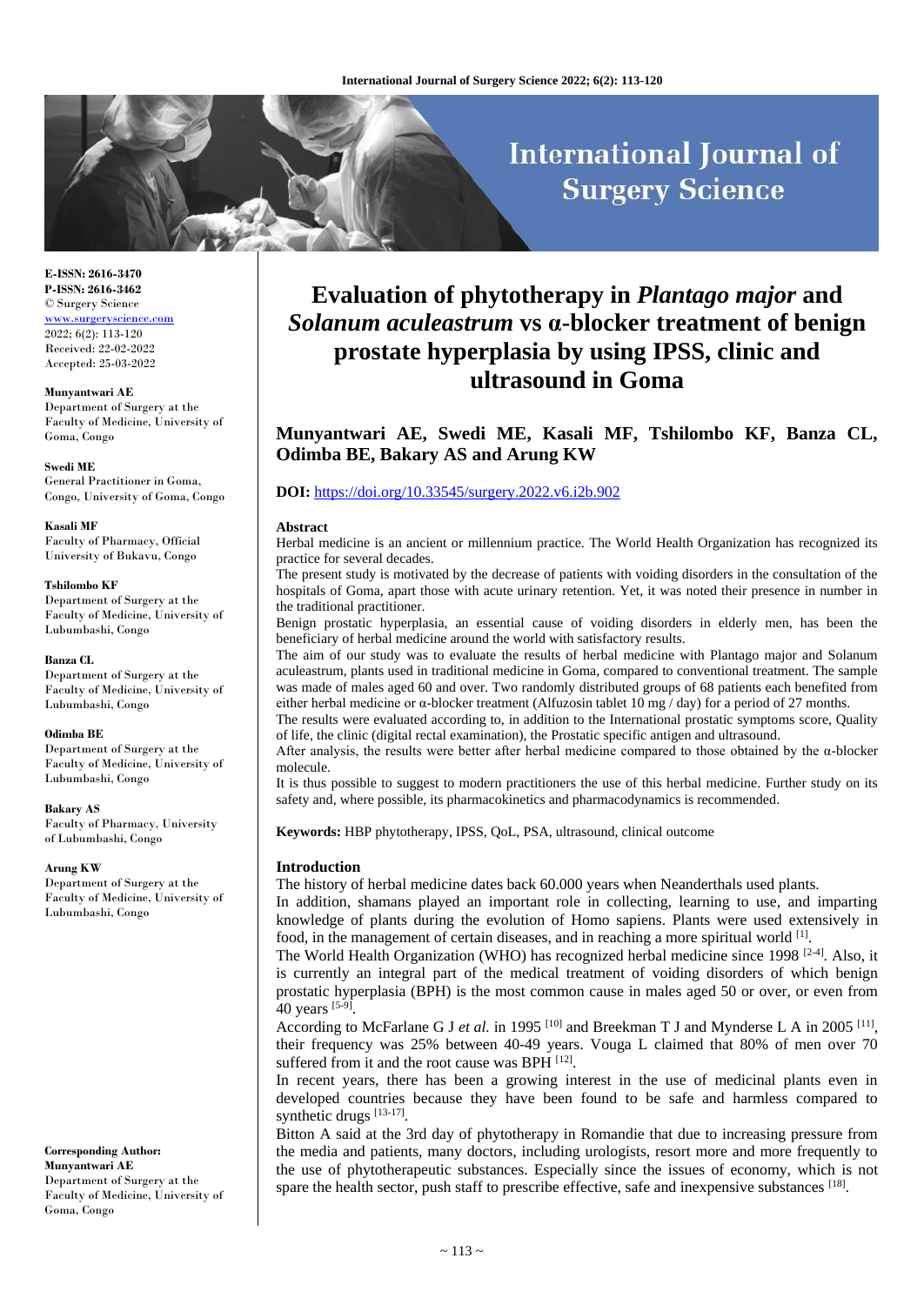E-ISSN: 2616-3470
P-ISSN: 2616-3462
© Surgery Science
www.surgeryscience.com
2022; 6(2): 113-120
Received: 22-02-2022
Accepted: 25-03-2022

**Munyantwari AE**
Department of Surgery at the Faculty of Medicine, University of Goma, Congo

**Swedi ME**
General Practitioner in Goma, Congo, University of Goma, Congo

**Kasali MF**
Faculty of Pharmacy, Official University of Bukavu, Congo

**Tshilombo KF**
Department of Surgery at the Faculty of Medicine, University of Lubumbashi, Congo

**Banza CL**
Department of Surgery at the Faculty of Medicine, University of Lubumbashi, Congo

**Odimba BE**
Department of Surgery at the Faculty of Medicine, University of Lubumbashi, Congo

**Bakary AS**
Faculty of Pharmacy, University of Lubumbashi, Congo

**Arung KW**
Department of Surgery at the Faculty of Medicine, University of Lubumbashi, Congo

**Corresponding Author:**
**Munyantwari AE**
Department of Surgery at the Faculty of Medicine, University of Goma, Congo

# Evaluation of phytotherapy in *Plantago major* and *Solanum aculeastrum* vs α-blocker treatment of benign prostate hyperplasia by using IPSS, clinic and ultrasound in Goma

**Munyantwari AE, Swedi ME, Kasali MF, Tshilombo KF, Banza CL, Odimba BE, Bakary AS and Arung KW**

**DOI:** https://doi.org/10.33545/surgery.2022.v6.i2b.902

**Abstract**

Herbal medicine is an ancient or millennium practice. The World Health Organization has recognized its practice for several decades.

The present study is motivated by the decrease of patients with voiding disorders in the consultation of the hospitals of Goma, apart those with acute urinary retention. Yet, it was noted their presence in number in the traditional practitioner.

Benign prostatic hyperplasia, an essential cause of voiding disorders in elderly men, has been the beneficiary of herbal medicine around the world with satisfactory results.

The aim of our study was to evaluate the results of herbal medicine with Plantago major and Solanum aculeastrum, plants used in traditional medicine in Goma, compared to conventional treatment. The sample was made of males aged 60 and over. Two randomly distributed groups of 68 patients each benefited from either herbal medicine or α-blocker treatment (Alfuzosin tablet 10 mg / day) for a period of 27 months.

The results were evaluated according to, in addition to the International prostatic symptoms score, Quality of life, the clinic (digital rectal examination), the Prostatic specific antigen and ultrasound.

After analysis, the results were better after herbal medicine compared to those obtained by the α-blocker molecule.

It is thus possible to suggest to modern practitioners the use of this herbal medicine. Further study on its safety and, where possible, its pharmacokinetics and pharmacodynamics is recommended.

**Keywords:** HBP phytotherapy, IPSS, QoL, PSA, ultrasound, clinical outcome

## Introduction

The history of herbal medicine dates back 60.000 years when Neanderthals used plants.

In addition, shamans played an important role in collecting, learning to use, and imparting knowledge of plants during the evolution of Homo sapiens. Plants were used extensively in food, in the management of certain diseases, and in reaching a more spiritual world [1].

The World Health Organization (WHO) has recognized herbal medicine since 1998 [2-4]. Also, it is currently an integral part of the medical treatment of voiding disorders of which benign prostatic hyperplasia (BPH) is the most common cause in males aged 50 or over, or even from 40 years [5-9].

According to McFarlane G J *et al.* in 1995 [10] and Breekman T J and Mynderse L A in 2005 [11], their frequency was 25% between 40-49 years. Vouga L claimed that 80% of men over 70 suffered from it and the root cause was BPH [12].

In recent years, there has been a growing interest in the use of medicinal plants even in developed countries because they have been found to be safe and harmless compared to synthetic drugs [13-17].

Bitton A said at the 3rd day of phytotherapy in Romandie that due to increasing pressure from the media and patients, many doctors, including urologists, resort more and more frequently to the use of phytotherapeutic substances. Especially since the issues of economy, which is not spare the health sector, push staff to prescribe effective, safe and inexpensive substances [18].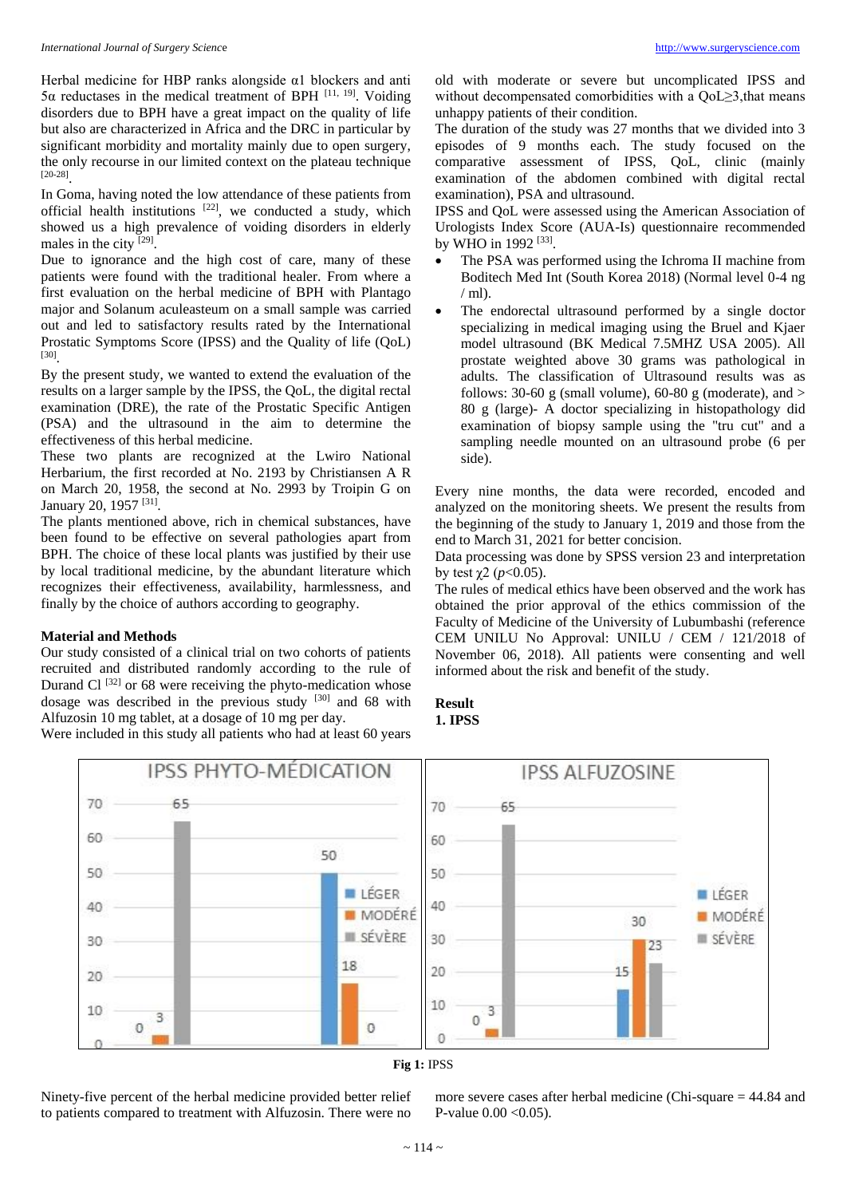Herbal medicine for HBP ranks alongside α1 blockers and anti 5α reductases in the medical treatment of BPH [11, 19]. Voiding disorders due to BPH have a great impact on the quality of life but also are characterized in Africa and the DRC in particular by significant morbidity and mortality mainly due to open surgery, the only recourse in our limited context on the plateau technique [20-28].

In Goma, having noted the low attendance of these patients from official health institutions [22], we conducted a study, which showed us a high prevalence of voiding disorders in elderly males in the city [29].

Due to ignorance and the high cost of care, many of these patients were found with the traditional healer. From where a first evaluation on the herbal medicine of BPH with Plantago major and Solanum aculeasteum on a small sample was carried out and led to satisfactory results rated by the International Prostatic Symptoms Score (IPSS) and the Quality of life (QoL) [30].

By the present study, we wanted to extend the evaluation of the results on a larger sample by the IPSS, the QoL, the digital rectal examination (DRE), the rate of the Prostatic Specific Antigen (PSA) and the ultrasound in the aim to determine the effectiveness of this herbal medicine.

These two plants are recognized at the Lwiro National Herbarium, the first recorded at No. 2193 by Christiansen A R on March 20, 1958, the second at No. 2993 by Troipin G on January 20, 1957 [31].

The plants mentioned above, rich in chemical substances, have been found to be effective on several pathologies apart from BPH. The choice of these local plants was justified by their use by local traditional medicine, by the abundant literature which recognizes their effectiveness, availability, harmlessness, and finally by the choice of authors according to geography.

**Material and Methods**

Our study consisted of a clinical trial on two cohorts of patients recruited and distributed randomly according to the rule of Durand Cl [32] or 68 were receiving the phyto-medication whose dosage was described in the previous study [30] and 68 with Alfuzosin 10 mg tablet, at a dosage of 10 mg per day.

Were included in this study all patients who had at least 60 years old with moderate or severe but uncomplicated IPSS and without decompensated comorbidities with a QoL≥3,that means unhappy patients of their condition.

The duration of the study was 27 months that we divided into 3 episodes of 9 months each. The study focused on the comparative assessment of IPSS, QoL, clinic (mainly examination of the abdomen combined with digital rectal examination), PSA and ultrasound.

IPSS and QoL were assessed using the American Association of Urologists Index Score (AUA-Is) questionnaire recommended by WHO in 1992 [33].

- The PSA was performed using the Ichroma II machine from Boditech Med Int (South Korea 2018) (Normal level 0-4 ng / ml).
- The endorectal ultrasound performed by a single doctor specializing in medical imaging using the Bruel and Kjaer model ultrasound (BK Medical 7.5MHZ USA 2005). All prostate weighted above 30 grams was pathological in adults. The classification of Ultrasound results was as follows: 30-60 g (small volume), 60-80 g (moderate), and > 80 g (large)- A doctor specializing in histopathology did examination of biopsy sample using the "tru cut" and a sampling needle mounted on an ultrasound probe (6 per side).

Every nine months, the data were recorded, encoded and analyzed on the monitoring sheets. We present the results from the beginning of the study to January 1, 2019 and those from the end to March 31, 2021 for better concision.

Data processing was done by SPSS version 23 and interpretation by test $\chi2$ ($p$<0.05).

The rules of medical ethics have been observed and the work has obtained the prior approval of the ethics commission of the Faculty of Medicine of the University of Lubumbashi (reference CEM UNILU No Approval: UNILU / CEM / 121/2018 of November 06, 2018). All patients were consenting and well informed about the risk and benefit of the study.

**Result**

**1. IPSS**

| IPSS PHYTO-MÉDICATION | LÉGER | MODÉRÉ | SÉVÈRE |
|---|---|---|---|
| (first) | 0 | 3 | 65 |
| (last) | 50 | 18 | 0 |

| IPSS ALFUZOSINE | LÉGER | MODÉRÉ | SÉVÈRE |
|---|---|---|---|
| (first) | 0 | 3 | 65 |
| (last) | 15 | 30 | 23 |

**Fig 1:** IPSS

Ninety-five percent of the herbal medicine provided better relief to patients compared to treatment with Alfuzosin. There were no more severe cases after herbal medicine (Chi-square = 44.84 and P-value 0.00 <0.05).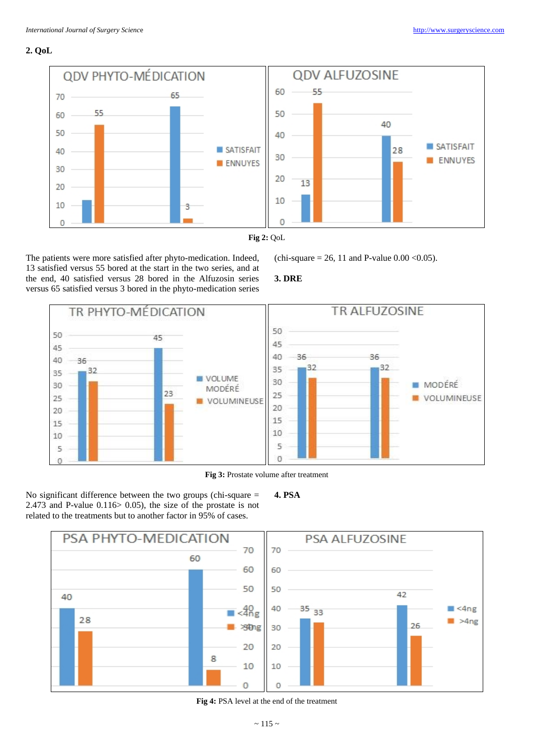## 2. QoL

Fig 2: QoL

The patients were more satisfied after phyto-medication. Indeed, 13 satisfied versus 55 bored at the start in the two series, and at the end, 40 satisfied versus 28 bored in the Alfuzosin series versus 65 satisfied versus 3 bored in the phyto-medication series (chi-square = 26, 11 and P-value 0.00 <0.05).

## 3. DRE

Fig 3: Prostate volume after treatment

No significant difference between the two groups (chi-square = 2.473 and P-value 0.116> 0.05), the size of the prostate is not related to the treatments but to another factor in 95% of cases.

## 4. PSA

Fig 4: PSA level at the end of the treatment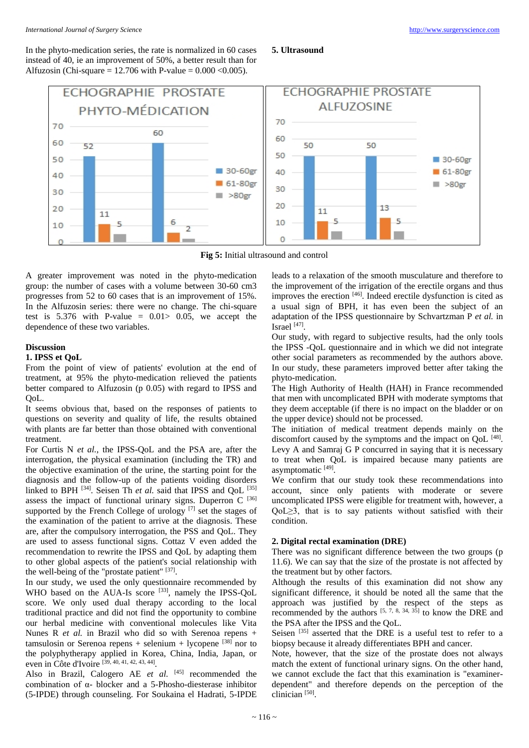In the phyto-medication series, the rate is normalized in 60 cases instead of 40, ie an improvement of 50%, a better result than for Alfuzosin (Chi-square = 12.706 with P-value = 0.000 <0.005).

### 5. Ultrasound

**Fig 5:** Initial ultrasound and control

A greater improvement was noted in the phyto-medication group: the number of cases with a volume between 30-60 cm3 progresses from 52 to 60 cases that is an improvement of 15%. In the Alfuzosin series: there were no change. The chi-square test is 5.376 with P-value = 0.01> 0.05, we accept the dependence of these two variables.

## Discussion

### 1. IPSS et QoL

From the point of view of patients' evolution at the end of treatment, at 95% the phyto-medication relieved the patients better compared to Alfuzosin (p 0.05) with regard to IPSS and QoL.

It seems obvious that, based on the responses of patients to questions on severity and quality of life, the results obtained with plants are far better than those obtained with conventional treatment.

For Curtis N *et al.*, the IPSS-QoL and the PSA are, after the interrogation, the physical examination (including the TR) and the objective examination of the urine, the starting point for the diagnosis and the follow-up of the patients voiding disorders linked to BPH [34]. Seisen Th *et al.* said that IPSS and QoL [35] assess the impact of functional urinary signs. Duperron C [36] supported by the French College of urology [7] set the stages of the examination of the patient to arrive at the diagnosis. These are, after the compulsory interrogation, the PSS and QoL. They are used to assess functional signs. Cottaz V even added the recommendation to rewrite the IPSS and QoL by adapting them to other global aspects of the patient's social relationship with the well-being of the "prostate patient" [37].

In our study, we used the only questionnaire recommended by WHO based on the AUA-Is score [33], namely the IPSS-QoL score. We only used dual therapy according to the local traditional practice and did not find the opportunity to combine our herbal medicine with conventional molecules like Vita Nunes R *et al.* in Brazil who did so with Serenoa repens + tamsulosin or Serenoa repens + selenium + lycopene [38] nor to the polyphytherapy applied in Korea, China, India, Japan, or even in Côte d'Ivoire [39, 40, 41, 42, 43, 44].

Also in Brazil, Calogero AE *et al.* [45] recommended the combination of α- blocker and a 5-Phosho-diesterase inhibitor (5-IPDE) through counseling. For Soukaina el Hadrati, 5-IPDE leads to a relaxation of the smooth musculature and therefore to the improvement of the irrigation of the erectile organs and thus improves the erection [46]. Indeed erectile dysfunction is cited as a usual sign of BPH, it has even been the subject of an adaptation of the IPSS questionnaire by Schvartzman P *et al.* in Israel [47].

Our study, with regard to subjective results, had the only tools the IPSS -QoL questionnaire and in which we did not integrate other social parameters as recommended by the authors above. In our study, these parameters improved better after taking the phyto-medication.

The High Authority of Health (HAH) in France recommended that men with uncomplicated BPH with moderate symptoms that they deem acceptable (if there is no impact on the bladder or on the upper device) should not be processed.

The initiation of medical treatment depends mainly on the discomfort caused by the symptoms and the impact on QoL [48]. Levy A and Samraj G P concurred in saying that it is necessary to treat when QoL is impaired because many patients are asymptomatic [49].

We confirm that our study took these recommendations into account, since only patients with moderate or severe uncomplicated IPSS were eligible for treatment with, however, a QoL≥3, that is to say patients without satisfied with their condition.

### 2. Digital rectal examination (DRE)

There was no significant difference between the two groups (p 11.6). We can say that the size of the prostate is not affected by the treatment but by other factors.

Although the results of this examination did not show any significant difference, it should be noted all the same that the approach was justified by the respect of the steps as recommended by the authors [5, 7, 8, 34, 35] to know the DRE and the PSA after the IPSS and the QoL.

Seisen [35] asserted that the DRE is a useful test to refer to a biopsy because it already differentiates BPH and cancer.

Note, however, that the size of the prostate does not always match the extent of functional urinary signs. On the other hand, we cannot exclude the fact that this examination is "examiner-dependent" and therefore depends on the perception of the clinician [50].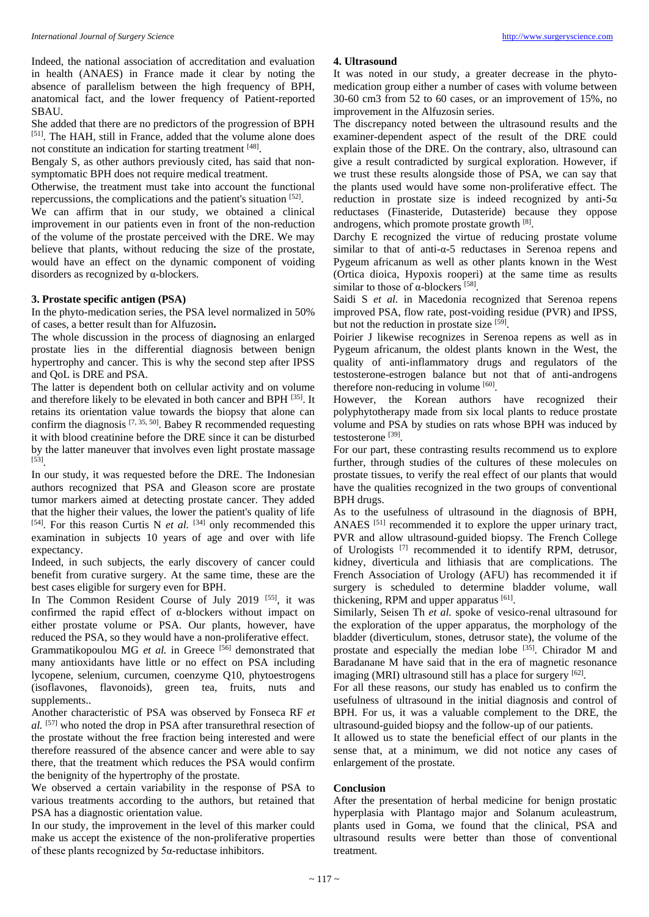Indeed, the national association of accreditation and evaluation in health (ANAES) in France made it clear by noting the absence of parallelism between the high frequency of BPH, anatomical fact, and the lower frequency of Patient-reported SBAU.

She added that there are no predictors of the progression of BPH [51]. The HAH, still in France, added that the volume alone does not constitute an indication for starting treatment [48].

Bengaly S, as other authors previously cited, has said that non-symptomatic BPH does not require medical treatment.

Otherwise, the treatment must take into account the functional repercussions, the complications and the patient's situation [52].

We can affirm that in our study, we obtained a clinical improvement in our patients even in front of the non-reduction of the volume of the prostate perceived with the DRE. We may believe that plants, without reducing the size of the prostate, would have an effect on the dynamic component of voiding disorders as recognized by α-blockers.

**3. Prostate specific antigen (PSA)**

In the phyto-medication series, the PSA level normalized in 50% of cases, a better result than for Alfuzosin**.**

The whole discussion in the process of diagnosing an enlarged prostate lies in the differential diagnosis between benign hypertrophy and cancer. This is why the second step after IPSS and QoL is DRE and PSA.

The latter is dependent both on cellular activity and on volume and therefore likely to be elevated in both cancer and BPH [35]. It retains its orientation value towards the biopsy that alone can confirm the diagnosis [7, 35, 50]. Babey R recommended requesting it with blood creatinine before the DRE since it can be disturbed by the latter maneuver that involves even light prostate massage [53].

In our study, it was requested before the DRE. The Indonesian authors recognized that PSA and Gleason score are prostate tumor markers aimed at detecting prostate cancer. They added that the higher their values, the lower the patient's quality of life [54]. For this reason Curtis N *et al.* [34] only recommended this examination in subjects 10 years of age and over with life expectancy.

Indeed, in such subjects, the early discovery of cancer could benefit from curative surgery. At the same time, these are the best cases eligible for surgery even for BPH.

In The Common Resident Course of July 2019 [55], it was confirmed the rapid effect of α-blockers without impact on either prostate volume or PSA. Our plants, however, have reduced the PSA, so they would have a non-proliferative effect.

Grammatikopoulou MG *et al.* in Greece [56] demonstrated that many antioxidants have little or no effect on PSA including lycopene, selenium, curcumen, coenzyme Q10, phytoestrogens (isoflavones, flavonoids), green tea, fruits, nuts and supplements..

Another characteristic of PSA was observed by Fonseca RF *et al.* [57] who noted the drop in PSA after transurethral resection of the prostate without the free fraction being interested and were therefore reassured of the absence cancer and were able to say there, that the treatment which reduces the PSA would confirm the benignity of the hypertrophy of the prostate.

We observed a certain variability in the response of PSA to various treatments according to the authors, but retained that PSA has a diagnostic orientation value.

In our study, the improvement in the level of this marker could make us accept the existence of the non-proliferative properties of these plants recognized by 5α-reductase inhibitors.

**4. Ultrasound**

It was noted in our study, a greater decrease in the phyto-medication group either a number of cases with volume between 30-60 cm3 from 52 to 60 cases, or an improvement of 15%, no improvement in the Alfuzosin series.

The discrepancy noted between the ultrasound results and the examiner-dependent aspect of the result of the DRE could explain those of the DRE. On the contrary, also, ultrasound can give a result contradicted by surgical exploration. However, if we trust these results alongside those of PSA, we can say that the plants used would have some non-proliferative effect. The reduction in prostate size is indeed recognized by anti-5α reductases (Finasteride, Dutasteride) because they oppose androgens, which promote prostate growth [8].

Darchy E recognized the virtue of reducing prostate volume similar to that of anti-α-5 reductases in Serenoa repens and Pygeum africanum as well as other plants known in the West (Ortica dioica, Hypoxis rooperi) at the same time as results similar to those of α-blockers [58].

Saidi S *et al.* in Macedonia recognized that Serenoa repens improved PSA, flow rate, post-voiding residue (PVR) and IPSS, but not the reduction in prostate size [59].

Poirier J likewise recognizes in Serenoa repens as well as in Pygeum africanum, the oldest plants known in the West, the quality of anti-inflammatory drugs and regulators of the testosterone-estrogen balance but not that of anti-androgens therefore non-reducing in volume [60].

However, the Korean authors have recognized their polyphytotherapy made from six local plants to reduce prostate volume and PSA by studies on rats whose BPH was induced by testosterone [39].

For our part, these contrasting results recommend us to explore further, through studies of the cultures of these molecules on prostate tissues, to verify the real effect of our plants that would have the qualities recognized in the two groups of conventional BPH drugs.

As to the usefulness of ultrasound in the diagnosis of BPH, ANAES [51] recommended it to explore the upper urinary tract, PVR and allow ultrasound-guided biopsy. The French College of Urologists [7] recommended it to identify RPM, detrusor, kidney, diverticula and lithiasis that are complications. The French Association of Urology (AFU) has recommended it if surgery is scheduled to determine bladder volume, wall thickening, RPM and upper apparatus [61].

Similarly, Seisen Th *et al.* spoke of vesico-renal ultrasound for the exploration of the upper apparatus, the morphology of the bladder (diverticulum, stones, detrusor state), the volume of the prostate and especially the median lobe [35]. Chirador M and Baradanane M have said that in the era of magnetic resonance imaging (MRI) ultrasound still has a place for surgery [62].

For all these reasons, our study has enabled us to confirm the usefulness of ultrasound in the initial diagnosis and control of BPH. For us, it was a valuable complement to the DRE, the ultrasound-guided biopsy and the follow-up of our patients.

It allowed us to state the beneficial effect of our plants in the sense that, at a minimum, we did not notice any cases of enlargement of the prostate.

## Conclusion

After the presentation of herbal medicine for benign prostatic hyperplasia with Plantago major and Solanum aculeastrum, plants used in Goma, we found that the clinical, PSA and ultrasound results were better than those of conventional treatment.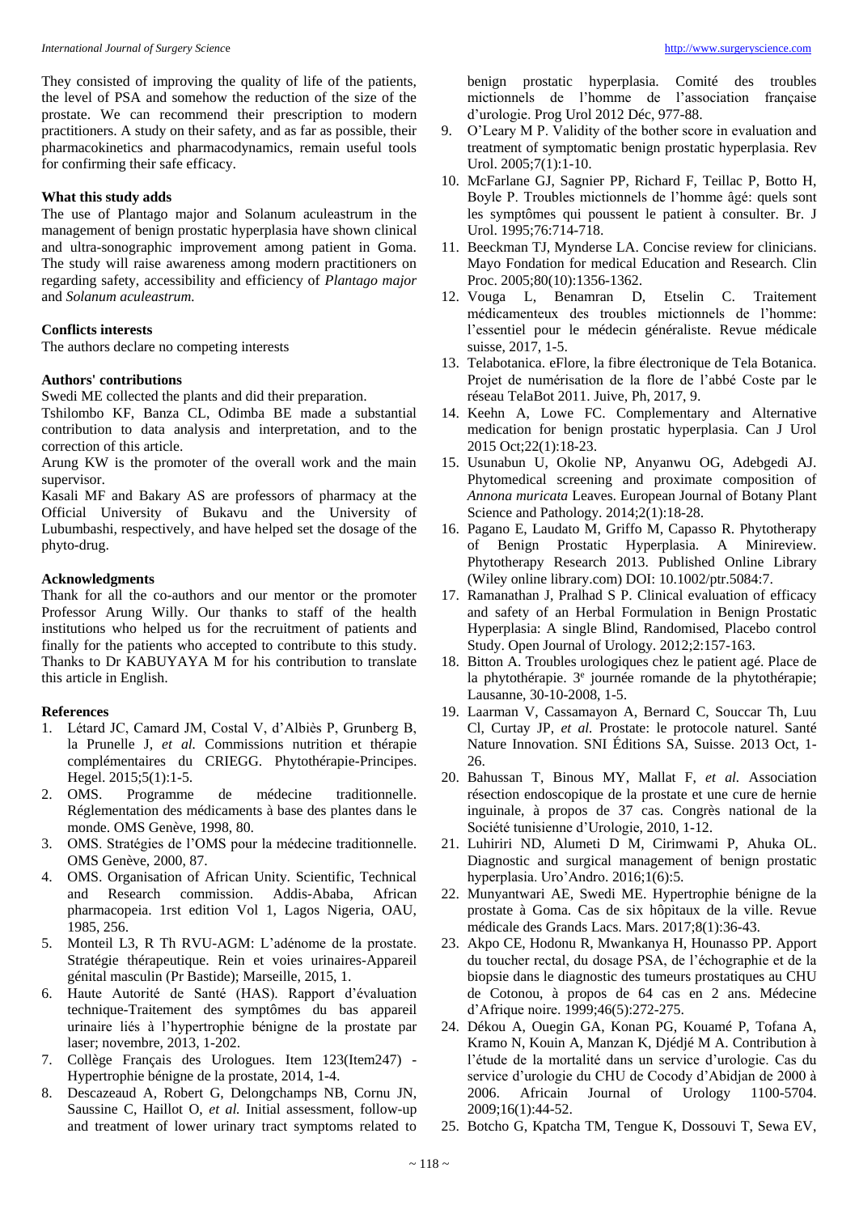They consisted of improving the quality of life of the patients, the level of PSA and somehow the reduction of the size of the prostate. We can recommend their prescription to modern practitioners. A study on their safety, and as far as possible, their pharmacokinetics and pharmacodynamics, remain useful tools for confirming their safe efficacy.

**What this study adds**

The use of Plantago major and Solanum aculeastrum in the management of benign prostatic hyperplasia have shown clinical and ultra-sonographic improvement among patient in Goma. The study will raise awareness among modern practitioners on regarding safety, accessibility and efficiency of *Plantago major* and *Solanum aculeastrum.*

**Conflicts interests**

The authors declare no competing interests

**Authors' contributions**

Swedi ME collected the plants and did their preparation.

Tshilombo KF, Banza CL, Odimba BE made a substantial contribution to data analysis and interpretation, and to the correction of this article.

Arung KW is the promoter of the overall work and the main supervisor.

Kasali MF and Bakary AS are professors of pharmacy at the Official University of Bukavu and the University of Lubumbashi, respectively, and have helped set the dosage of the phyto-drug.

**Acknowledgments**

Thank for all the co-authors and our mentor or the promoter Professor Arung Willy. Our thanks to staff of the health institutions who helped us for the recruitment of patients and finally for the patients who accepted to contribute to this study. Thanks to Dr KABUYAYA M for his contribution to translate this article in English.

**References**

1. Létard JC, Camard JM, Costal V, d'Albiès P, Grunberg B, la Prunelle J, *et al.* Commissions nutrition et thérapie complémentaires du CRIEGG. Phytothérapie-Principes. Hegel. 2015;5(1):1-5.
2. OMS. Programme de médecine traditionnelle. Réglementation des médicaments à base des plantes dans le monde. OMS Genève, 1998, 80.
3. OMS. Stratégies de l'OMS pour la médecine traditionnelle. OMS Genève, 2000, 87.
4. OMS. Organisation of African Unity. Scientific, Technical and Research commission. Addis-Ababa, African pharmacopeia. 1rst edition Vol 1, Lagos Nigeria, OAU, 1985, 256.
5. Monteil L3, R Th RVU-AGM: L'adénome de la prostate. Stratégie thérapeutique. Rein et voies urinaires-Appareil génital masculin (Pr Bastide); Marseille, 2015, 1.
6. Haute Autorité de Santé (HAS). Rapport d'évaluation technique-Traitement des symptômes du bas appareil urinaire liés à l'hypertrophie bénigne de la prostate par laser; novembre, 2013, 1-202.
7. Collège Français des Urologues. Item 123(Item247) - Hypertrophie bénigne de la prostate, 2014, 1-4.
8. Descazeaud A, Robert G, Delongchamps NB, Cornu JN, Saussine C, Haillot O, *et al.* Initial assessment, follow-up and treatment of lower urinary tract symptoms related to benign prostatic hyperplasia. Comité des troubles mictionnels de l'homme de l'association française d'urologie. Prog Urol 2012 Déc, 977-88.
9. O'Leary M P. Validity of the bother score in evaluation and treatment of symptomatic benign prostatic hyperplasia. Rev Urol. 2005;7(1):1-10.
10. McFarlane GJ, Sagnier PP, Richard F, Teillac P, Botto H, Boyle P. Troubles mictionnels de l'homme âgé: quels sont les symptômes qui poussent le patient à consulter. Br. J Urol. 1995;76:714-718.
11. Beeckman TJ, Mynderse LA. Concise review for clinicians. Mayo Fondation for medical Education and Research. Clin Proc. 2005;80(10):1356-1362.
12. Vouga L, Benamran D, Etselin C. Traitement médicamenteux des troubles mictionnels de l'homme: l'essentiel pour le médecin généraliste. Revue médicale suisse, 2017, 1-5.
13. Telabotanica. eFlore, la fibre électronique de Tela Botanica. Projet de numérisation de la flore de l'abbé Coste par le réseau TelaBot 2011. Juive, Ph, 2017, 9.
14. Keehn A, Lowe FC. Complementary and Alternative medication for benign prostatic hyperplasia. Can J Urol 2015 Oct;22(1):18-23.
15. Usunabun U, Okolie NP, Anyanwu OG, Adebgedi AJ. Phytomedical screening and proximate composition of *Annona muricata* Leaves. European Journal of Botany Plant Science and Pathology. 2014;2(1):18-28.
16. Pagano E, Laudato M, Griffo M, Capasso R. Phytotherapy of Benign Prostatic Hyperplasia. A Minireview. Phytotherapy Research 2013. Published Online Library (Wiley online library.com) DOI: 10.1002/ptr.5084:7.
17. Ramanathan J, Pralhad S P. Clinical evaluation of efficacy and safety of an Herbal Formulation in Benign Prostatic Hyperplasia: A single Blind, Randomised, Placebo control Study. Open Journal of Urology. 2012;2:157-163.
18. Bitton A. Troubles urologiques chez le patient agé. Place de la phytothérapie. 3e journée romande de la phytothérapie; Lausanne, 30-10-2008, 1-5.
19. Laarman V, Cassamayon A, Bernard C, Souccar Th, Luu Cl, Curtay JP, *et al.* Prostate: le protocole naturel. Santé Nature Innovation. SNI Éditions SA, Suisse. 2013 Oct, 1-26.
20. Bahussan T, Binous MY, Mallat F, *et al.* Association résection endoscopique de la prostate et une cure de hernie inguinale, à propos de 37 cas. Congrès national de la Société tunisienne d'Urologie, 2010, 1-12.
21. Luhiriri ND, Alumeti D M, Cirimwami P, Ahuka OL. Diagnostic and surgical management of benign prostatic hyperplasia. Uro'Andro. 2016;1(6):5.
22. Munyantwari AE, Swedi ME. Hypertrophie bénigne de la prostate à Goma. Cas de six hôpitaux de la ville. Revue médicale des Grands Lacs. Mars. 2017;8(1):36-43.
23. Akpo CE, Hodonu R, Mwankanya H, Hounasso PP. Apport du toucher rectal, du dosage PSA, de l'échographie et de la biopsie dans le diagnostic des tumeurs prostatiques au CHU de Cotonou, à propos de 64 cas en 2 ans. Médecine d'Afrique noire. 1999;46(5):272-275.
24. Dékou A, Ouegin GA, Konan PG, Kouamé P, Tofana A, Kramo N, Kouin A, Manzan K, Djédjé M A. Contribution à l'étude de la mortalité dans un service d'urologie. Cas du service d'urologie du CHU de Cocody d'Abidjan de 2000 à 2006. African Journal of Urology 1100-5704. 2009;16(1):44-52.
25. Botcho G, Kpatcha TM, Tengue K, Dossouvi T, Sewa EV,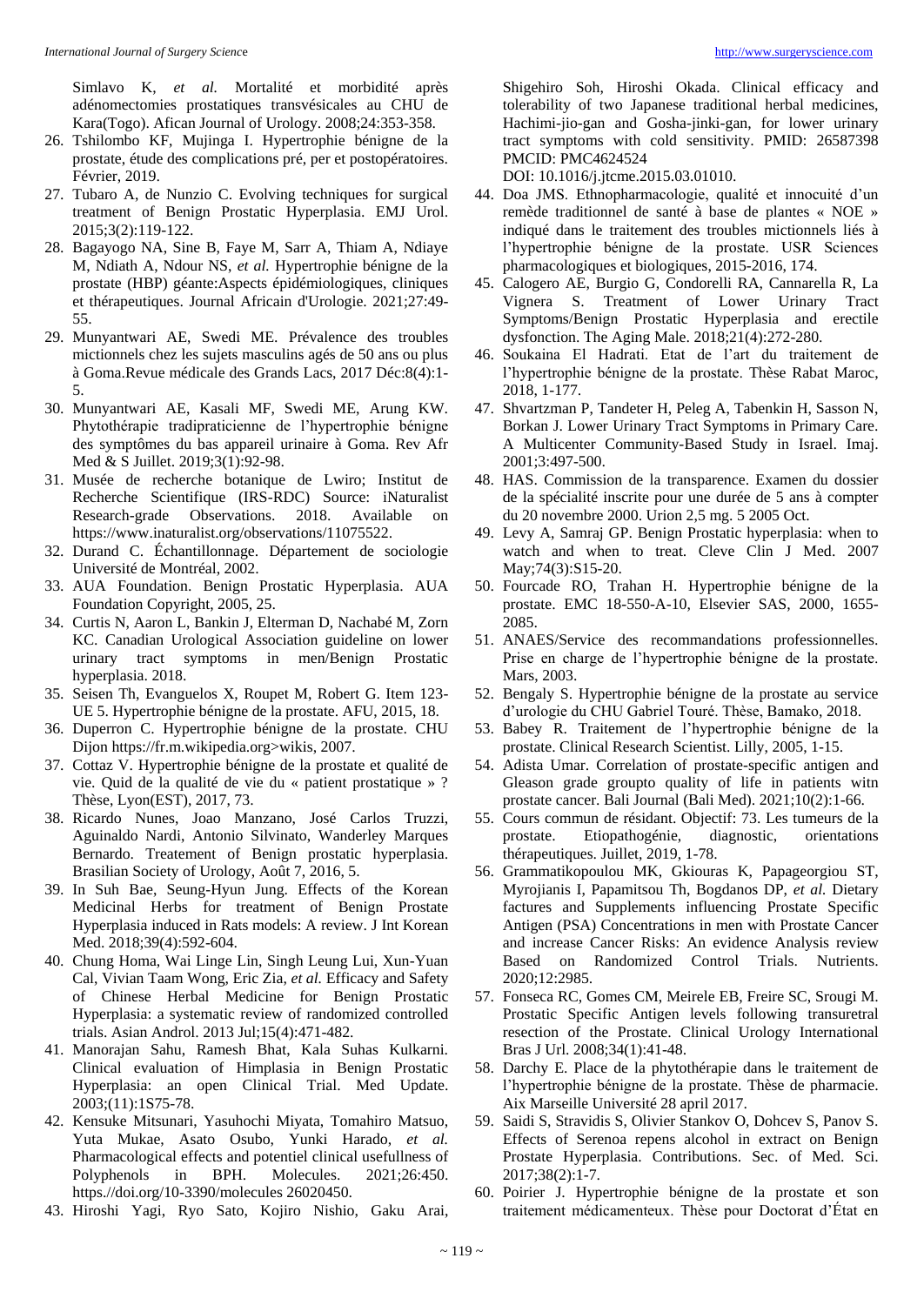Simlavo K, *et al.* Mortalité et morbidité après adénomectomies prostatiques transvésicales au CHU de Kara(Togo). Afican Journal of Urology. 2008;24:353-358.

26. Tshilombo KF, Mujinga I. Hypertrophie bénigne de la prostate, étude des complications pré, per et postopératoires. Février, 2019.
27. Tubaro A, de Nunzio C. Evolving techniques for surgical treatment of Benign Prostatic Hyperplasia. EMJ Urol. 2015;3(2):119-122.
28. Bagayogo NA, Sine B, Faye M, Sarr A, Thiam A, Ndiaye M, Ndiath A, Ndour NS, *et al.* Hypertrophie bénigne de la prostate (HBP) géante:Aspects épidémiologiques, cliniques et thérapeutiques. Journal Africain d'Urologie. 2021;27:49-55.
29. Munyantwari AE, Swedi ME. Prévalence des troubles mictionnels chez les sujets masculins agés de 50 ans ou plus à Goma.Revue médicale des Grands Lacs, 2017 Déc:8(4):1-5.
30. Munyantwari AE, Kasali MF, Swedi ME, Arung KW. Phytothérapie tradipraticienne de l'hypertrophie bénigne des symptômes du bas appareil urinaire à Goma. Rev Afr Med & S Juillet. 2019;3(1):92-98.
31. Musée de recherche botanique de Lwiro; Institut de Recherche Scientifique (IRS-RDC) Source: iNaturalist Research-grade Observations. 2018. Available on https://www.inaturalist.org/observations/11075522.
32. Durand C. Échantillonnage. Département de sociologie Université de Montréal, 2002.
33. AUA Foundation. Benign Prostatic Hyperplasia. AUA Foundation Copyright, 2005, 25.
34. Curtis N, Aaron L, Bankin J, Elterman D, Nachabé M, Zorn KC. Canadian Urological Association guideline on lower urinary tract symptoms in men/Benign Prostatic hyperplasia. 2018.
35. Seisen Th, Evanguelos X, Roupet M, Robert G. Item 123-UE 5. Hypertrophie bénigne de la prostate. AFU, 2015, 18.
36. Duperron C. Hypertrophie bénigne de la prostate. CHU Dijon https://fr.m.wikipedia.org>wikis, 2007.
37. Cottaz V. Hypertrophie bénigne de la prostate et qualité de vie. Quid de la qualité de vie du « patient prostatique » ? Thèse, Lyon(EST), 2017, 73.
38. Ricardo Nunes, Joao Manzano, José Carlos Truzzi, Aguinaldo Nardi, Antonio Silvinato, Wanderley Marques Bernardo. Treatement of Benign prostatic hyperplasia. Brasilian Society of Urology, Août 7, 2016, 5.
39. In Suh Bae, Seung-Hyun Jung. Effects of the Korean Medicinal Herbs for treatment of Benign Prostate Hyperplasia induced in Rats models: A review. J Int Korean Med. 2018;39(4):592-604.
40. Chung Homa, Wai Linge Lin, Singh Leung Lui, Xun-Yuan Cal, Vivian Taam Wong, Eric Zia, *et al.* Efficacy and Safety of Chinese Herbal Medicine for Benign Prostatic Hyperplasia: a systematic review of randomized controlled trials. Asian Androl. 2013 Jul;15(4):471-482.
41. Manorajan Sahu, Ramesh Bhat, Kala Suhas Kulkarni. Clinical evaluation of Himplasia in Benign Prostatic Hyperplasia: an open Clinical Trial. Med Update. 2003;(11):1S75-78.
42. Kensuke Mitsunari, Yasuhochi Miyata, Tomahiro Matsuo, Yuta Mukae, Asato Osubo, Yunki Harado, *et al.* Pharmacological effects and potentiel clinical usefullness of Polyphenols in BPH. Molecules. 2021;26:450. https://doi.org/10-3390/molecules 26020450.
43. Hiroshi Yagi, Ryo Sato, Kojiro Nishio, Gaku Arai, Shigehiro Soh, Hiroshi Okada. Clinical efficacy and tolerability of two Japanese traditional herbal medicines, Hachimi-jio-gan and Gosha-jinki-gan, for lower urinary tract symptoms with cold sensitivity. PMID: 26587398 PMCID: PMC4624524 DOI: 10.1016/j.jtcme.2015.03.01010.
44. Doa JMS. Ethnopharmacologie, qualité et innocuité d'un remède traditionnel de santé à base de plantes « NOE » indiqué dans le traitement des troubles mictionnels liés à l'hypertrophie bénigne de la prostate. USR Sciences pharmacologiques et biologiques, 2015-2016, 174.
45. Calogero AE, Burgio G, Condorelli RA, Cannarella R, La Vignera S. Treatment of Lower Urinary Tract Symptoms/Benign Prostatic Hyperplasia and erectile dysfonction. The Aging Male. 2018;21(4):272-280.
46. Soukaina El Hadrati. Etat de l'art du traitement de l'hypertrophie bénigne de la prostate. Thèse Rabat Maroc, 2018, 1-177.
47. Shvartzman P, Tandeter H, Peleg A, Tabenkin H, Sasson N, Borkan J. Lower Urinary Tract Symptoms in Primary Care. A Multicenter Community-Based Study in Israel. Imaj. 2001;3:497-500.
48. HAS. Commission de la transparence. Examen du dossier de la spécialité inscrite pour une durée de 5 ans à compter du 20 novembre 2000. Urion 2,5 mg. 5 2005 Oct.
49. Levy A, Samraj GP. Benign Prostatic hyperplasia: when to watch and when to treat. Cleve Clin J Med. 2007 May;74(3):S15-20.
50. Fourcade RO, Trahan H. Hypertrophie bénigne de la prostate. EMC 18-550-A-10, Elsevier SAS, 2000, 1655-2085.
51. ANAES/Service des recommandations professionnelles. Prise en charge de l'hypertrophie bénigne de la prostate. Mars, 2003.
52. Bengaly S. Hypertrophie bénigne de la prostate au service d'urologie du CHU Gabriel Touré. Thèse, Bamako, 2018.
53. Babey R. Traitement de l'hypertrophie bénigne de la prostate. Clinical Research Scientist. Lilly, 2005, 1-15.
54. Adista Umar. Correlation of prostate-specific antigen and Gleason grade groupto quality of life in patients witn prostate cancer. Bali Journal (Bali Med). 2021;10(2):1-66.
55. Cours commun de résidant. Objectif: 73. Les tumeurs de la prostate. Etiopathogénie, diagnostic, orientations thérapeutiques. Juillet, 2019, 1-78.
56. Grammatikopoulou MK, Gkiouras K, Papageorgiou ST, Myrojianis I, Papamitsou Th, Bogdanos DP, *et al.* Dietary factures and Supplements influencing Prostate Specific Antigen (PSA) Concentrations in men with Prostate Cancer and increase Cancer Risks: An evidence Analysis review Based on Randomized Control Trials. Nutrients. 2020;12:2985.
57. Fonseca RC, Gomes CM, Meirele EB, Freire SC, Srougi M. Prostatic Specific Antigen levels following transuretral resection of the Prostate. Clinical Urology International Bras J Url. 2008;34(1):41-48.
58. Darchy E. Place de la phytothérapie dans le traitement de l'hypertrophie bénigne de la prostate. Thèse de pharmacie. Aix Marseille Université 28 april 2017.
59. Saidi S, Stravidis S, Olivier Stankov O, Dohcev S, Panov S. Effects of Serenoa repens alcohol in extract on Benign Prostate Hyperplasia. Contributions. Sec. of Med. Sci. 2017;38(2):1-7.
60. Poirier J. Hypertrophie bénigne de la prostate et son traitement médicamenteux. Thèse pour Doctorat d'État en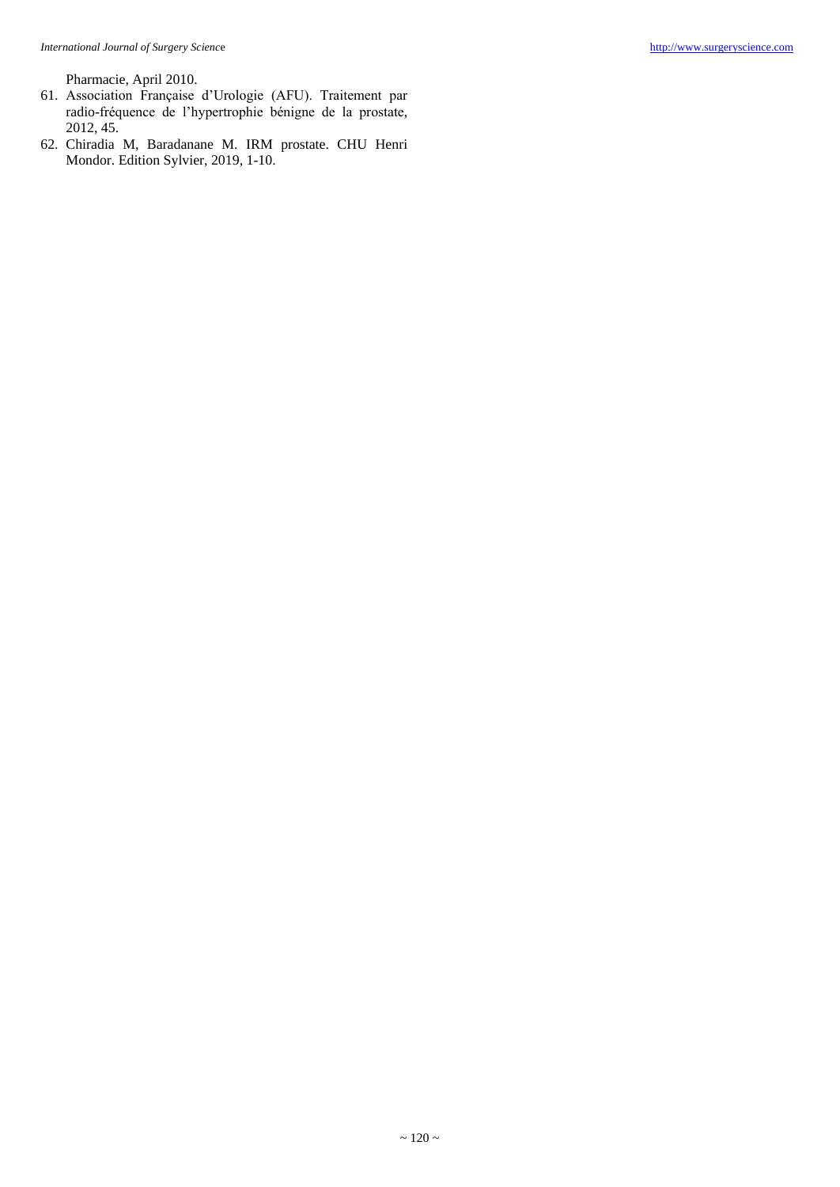Pharmacie, April 2010.

61. Association Française d'Urologie (AFU). Traitement par radio-fréquence de l'hypertrophie bénigne de la prostate, 2012, 45.
62. Chiradia M, Baradanane M. IRM prostate. CHU Henri Mondor. Edition Sylvier, 2019, 1-10.